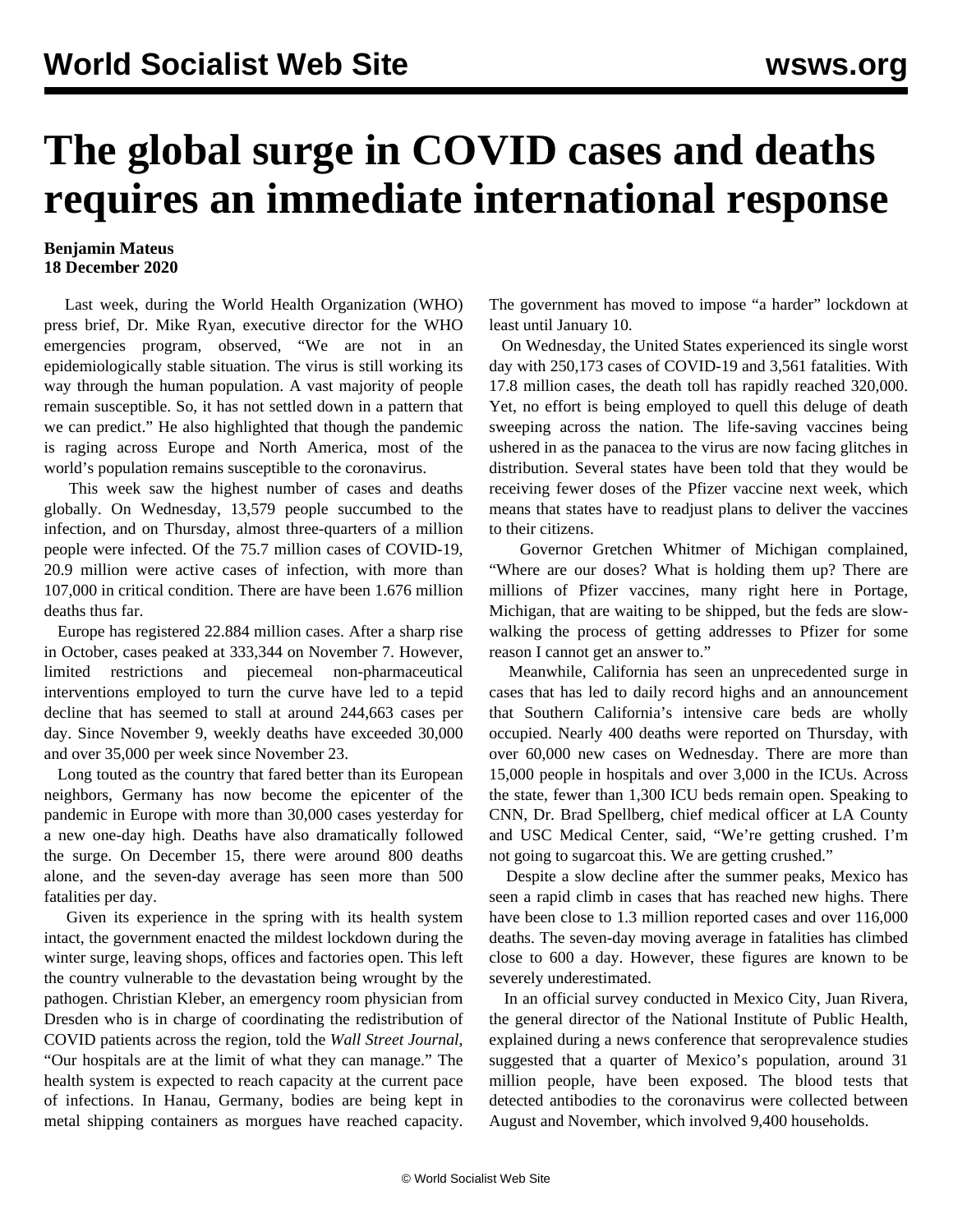# The global surge in COVID cases and deaths requires an immediate international response

**Benjamin Mateus**
**18 December 2020**

Last week, during the World Health Organization (WHO) press brief, Dr. Mike Ryan, executive director for the WHO emergencies program, observed, "We are not in an epidemiologically stable situation. The virus is still working its way through the human population. A vast majority of people remain susceptible. So, it has not settled down in a pattern that we can predict." He also highlighted that though the pandemic is raging across Europe and North America, most of the world's population remains susceptible to the coronavirus.

This week saw the highest number of cases and deaths globally. On Wednesday, 13,579 people succumbed to the infection, and on Thursday, almost three-quarters of a million people were infected. Of the 75.7 million cases of COVID-19, 20.9 million were active cases of infection, with more than 107,000 in critical condition. There are have been 1.676 million deaths thus far.

Europe has registered 22.884 million cases. After a sharp rise in October, cases peaked at 333,344 on November 7. However, limited restrictions and piecemeal non-pharmaceutical interventions employed to turn the curve have led to a tepid decline that has seemed to stall at around 244,663 cases per day. Since November 9, weekly deaths have exceeded 30,000 and over 35,000 per week since November 23.

Long touted as the country that fared better than its European neighbors, Germany has now become the epicenter of the pandemic in Europe with more than 30,000 cases yesterday for a new one-day high. Deaths have also dramatically followed the surge. On December 15, there were around 800 deaths alone, and the seven-day average has seen more than 500 fatalities per day.

Given its experience in the spring with its health system intact, the government enacted the mildest lockdown during the winter surge, leaving shops, offices and factories open. This left the country vulnerable to the devastation being wrought by the pathogen. Christian Kleber, an emergency room physician from Dresden who is in charge of coordinating the redistribution of COVID patients across the region, told the *Wall Street Journal*, "Our hospitals are at the limit of what they can manage." The health system is expected to reach capacity at the current pace of infections. In Hanau, Germany, bodies are being kept in metal shipping containers as morgues have reached capacity. The government has moved to impose "a harder" lockdown at least until January 10.

On Wednesday, the United States experienced its single worst day with 250,173 cases of COVID-19 and 3,561 fatalities. With 17.8 million cases, the death toll has rapidly reached 320,000. Yet, no effort is being employed to quell this deluge of death sweeping across the nation. The life-saving vaccines being ushered in as the panacea to the virus are now facing glitches in distribution. Several states have been told that they would be receiving fewer doses of the Pfizer vaccine next week, which means that states have to readjust plans to deliver the vaccines to their citizens.

Governor Gretchen Whitmer of Michigan complained, "Where are our doses? What is holding them up? There are millions of Pfizer vaccines, many right here in Portage, Michigan, that are waiting to be shipped, but the feds are slow-walking the process of getting addresses to Pfizer for some reason I cannot get an answer to."

Meanwhile, California has seen an unprecedented surge in cases that has led to daily record highs and an announcement that Southern California's intensive care beds are wholly occupied. Nearly 400 deaths were reported on Thursday, with over 60,000 new cases on Wednesday. There are more than 15,000 people in hospitals and over 3,000 in the ICUs. Across the state, fewer than 1,300 ICU beds remain open. Speaking to CNN, Dr. Brad Spellberg, chief medical officer at LA County and USC Medical Center, said, "We're getting crushed. I'm not going to sugarcoat this. We are getting crushed."

Despite a slow decline after the summer peaks, Mexico has seen a rapid climb in cases that has reached new highs. There have been close to 1.3 million reported cases and over 116,000 deaths. The seven-day moving average in fatalities has climbed close to 600 a day. However, these figures are known to be severely underestimated.

In an official survey conducted in Mexico City, Juan Rivera, the general director of the National Institute of Public Health, explained during a news conference that seroprevalence studies suggested that a quarter of Mexico's population, around 31 million people, have been exposed. The blood tests that detected antibodies to the coronavirus were collected between August and November, which involved 9,400 households.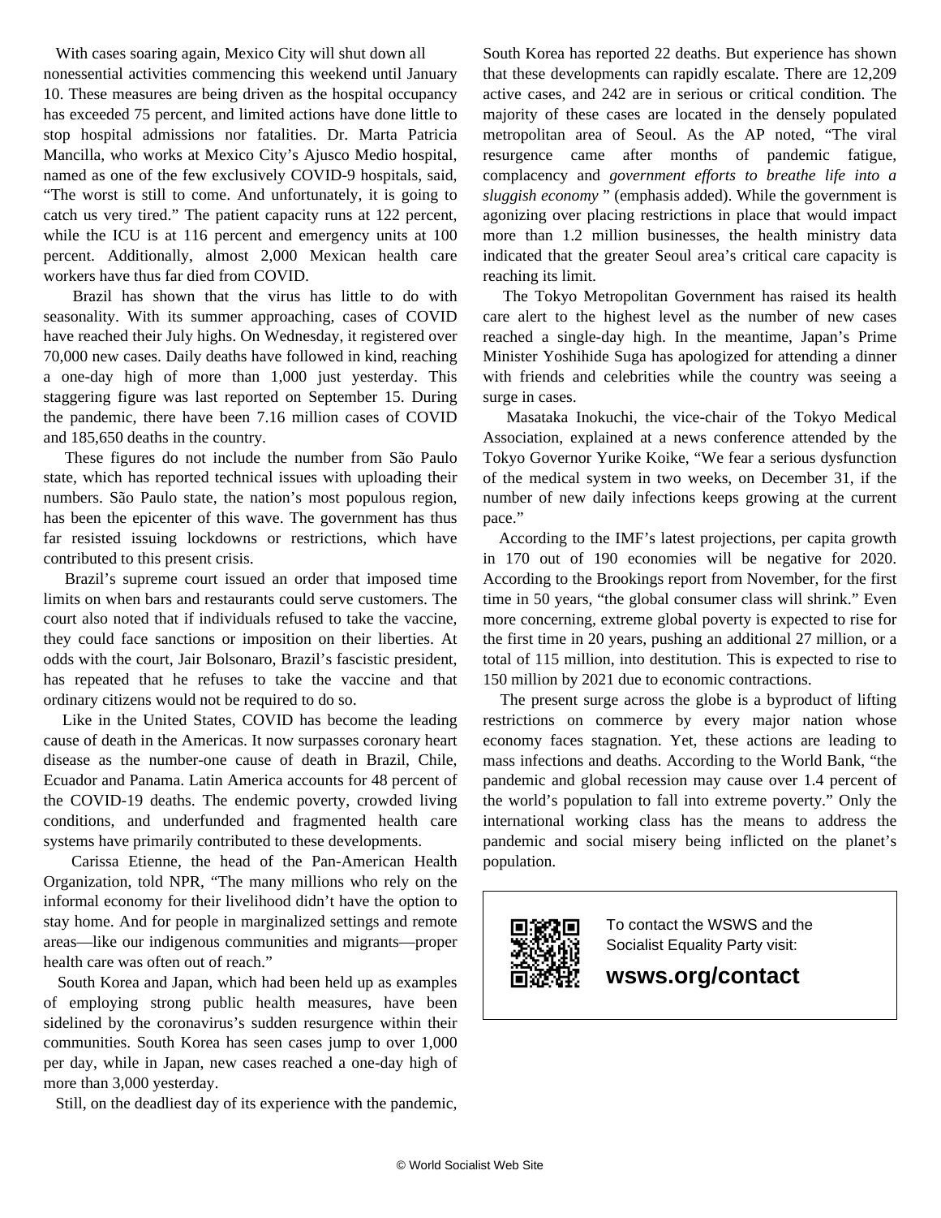With cases soaring again, Mexico City will shut down all nonessential activities commencing this weekend until January 10. These measures are being driven as the hospital occupancy has exceeded 75 percent, and limited actions have done little to stop hospital admissions nor fatalities. Dr. Marta Patricia Mancilla, who works at Mexico City's Ajusco Medio hospital, named as one of the few exclusively COVID-9 hospitals, said, "The worst is still to come. And unfortunately, it is going to catch us very tired." The patient capacity runs at 122 percent, while the ICU is at 116 percent and emergency units at 100 percent. Additionally, almost 2,000 Mexican health care workers have thus far died from COVID.

Brazil has shown that the virus has little to do with seasonality. With its summer approaching, cases of COVID have reached their July highs. On Wednesday, it registered over 70,000 new cases. Daily deaths have followed in kind, reaching a one-day high of more than 1,000 just yesterday. This staggering figure was last reported on September 15. During the pandemic, there have been 7.16 million cases of COVID and 185,650 deaths in the country.

These figures do not include the number from São Paulo state, which has reported technical issues with uploading their numbers. São Paulo state, the nation's most populous region, has been the epicenter of this wave. The government has thus far resisted issuing lockdowns or restrictions, which have contributed to this present crisis.

Brazil's supreme court issued an order that imposed time limits on when bars and restaurants could serve customers. The court also noted that if individuals refused to take the vaccine, they could face sanctions or imposition on their liberties. At odds with the court, Jair Bolsonaro, Brazil's fascistic president, has repeated that he refuses to take the vaccine and that ordinary citizens would not be required to do so.

Like in the United States, COVID has become the leading cause of death in the Americas. It now surpasses coronary heart disease as the number-one cause of death in Brazil, Chile, Ecuador and Panama. Latin America accounts for 48 percent of the COVID-19 deaths. The endemic poverty, crowded living conditions, and underfunded and fragmented health care systems have primarily contributed to these developments.

Carissa Etienne, the head of the Pan-American Health Organization, told NPR, "The many millions who rely on the informal economy for their livelihood didn't have the option to stay home. And for people in marginalized settings and remote areas—like our indigenous communities and migrants—proper health care was often out of reach."

South Korea and Japan, which had been held up as examples of employing strong public health measures, have been sidelined by the coronavirus's sudden resurgence within their communities. South Korea has seen cases jump to over 1,000 per day, while in Japan, new cases reached a one-day high of more than 3,000 yesterday.

Still, on the deadliest day of its experience with the pandemic, South Korea has reported 22 deaths. But experience has shown that these developments can rapidly escalate. There are 12,209 active cases, and 242 are in serious or critical condition. The majority of these cases are located in the densely populated metropolitan area of Seoul. As the AP noted, "The viral resurgence came after months of pandemic fatigue, complacency and *government efforts to breathe life into a sluggish economy* " (emphasis added). While the government is agonizing over placing restrictions in place that would impact more than 1.2 million businesses, the health ministry data indicated that the greater Seoul area's critical care capacity is reaching its limit.

The Tokyo Metropolitan Government has raised its health care alert to the highest level as the number of new cases reached a single-day high. In the meantime, Japan's Prime Minister Yoshihide Suga has apologized for attending a dinner with friends and celebrities while the country was seeing a surge in cases.

Masataka Inokuchi, the vice-chair of the Tokyo Medical Association, explained at a news conference attended by the Tokyo Governor Yurike Koike, "We fear a serious dysfunction of the medical system in two weeks, on December 31, if the number of new daily infections keeps growing at the current pace."

According to the IMF's latest projections, per capita growth in 170 out of 190 economies will be negative for 2020. According to the Brookings report from November, for the first time in 50 years, "the global consumer class will shrink." Even more concerning, extreme global poverty is expected to rise for the first time in 20 years, pushing an additional 27 million, or a total of 115 million, into destitution. This is expected to rise to 150 million by 2021 due to economic contractions.

The present surge across the globe is a byproduct of lifting restrictions on commerce by every major nation whose economy faces stagnation. Yet, these actions are leading to mass infections and deaths. According to the World Bank, "the pandemic and global recession may cause over 1.4 percent of the world's population to fall into extreme poverty." Only the international working class has the means to address the pandemic and social misery being inflicted on the planet's population.

To contact the WSWS and the Socialist Equality Party visit:

**wsws.org/contact**